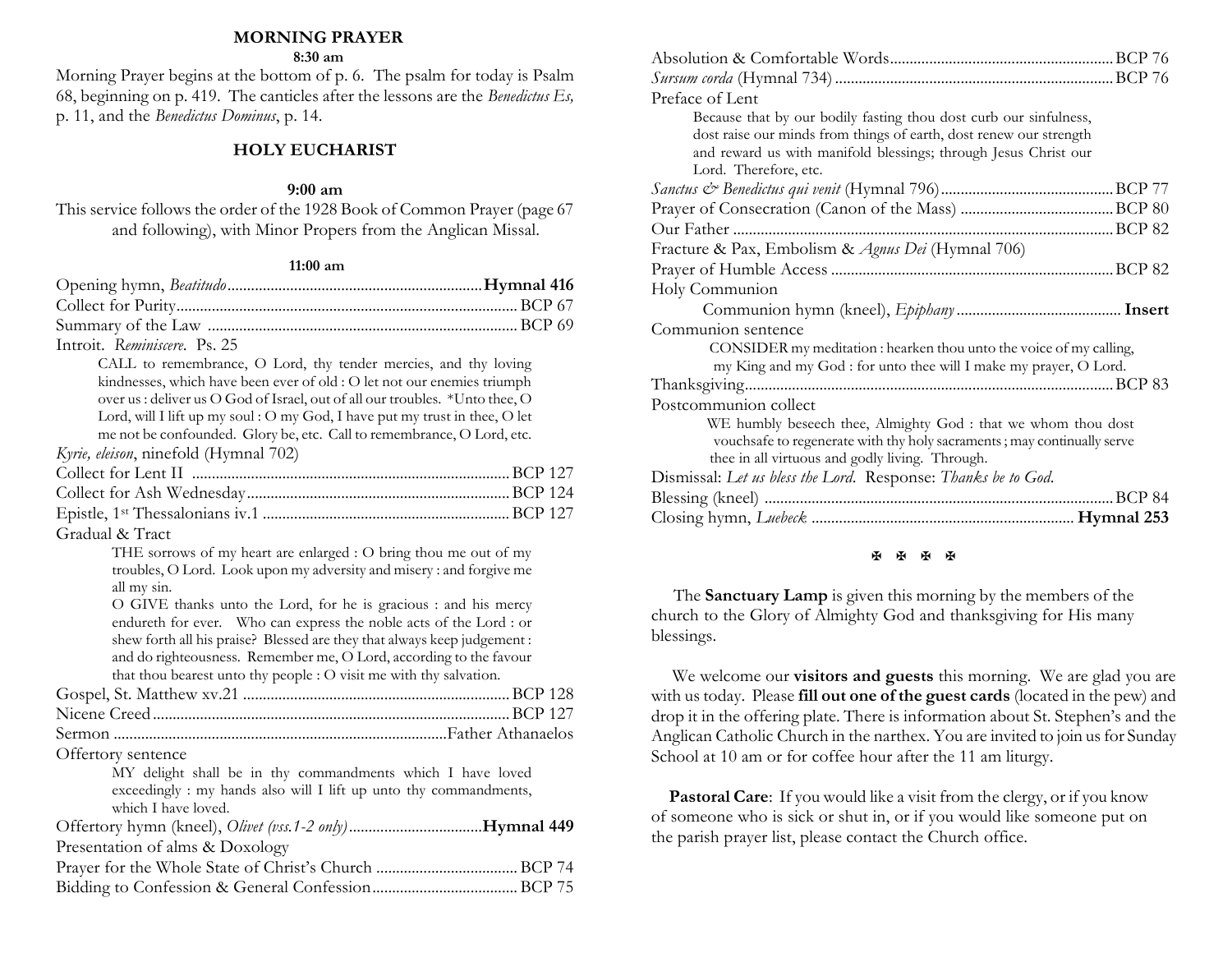## MORNING PRAYER

**8:30 am**

Morning Prayer begins at the bottom of p. 6. The psalm for today is Psalm 68, beginning on p. 419. The canticles after the lessons are the *Benedictus Es,* p. 11, and the *Benedictus Dominus*, p. 14.

## HOLY EUCHARIST

**9:00 am**

This service follows the order of the 1928 Book of Common Prayer (page 67 and following), with Minor Propers from the Anglican Missal.

**11:00 am**

Opening hymn, *Beatitudo* ........ **Hymnal 416**

Collect for Purity ........ BCP 67

Summary of the Law ........ BCP 69

Introit. *Reminiscere*. Ps. 25

> CALL to remembrance, O Lord, thy tender mercies, and thy loving kindnesses, which have been ever of old : O let not our enemies triumph over us : deliver us O God of Israel, out of all our troubles. *Unto thee, O Lord, will I lift up my soul : O my God, I have put my trust in thee, O let me not be confounded. Glory be, etc. Call to remembrance, O Lord, etc.

*Kyrie, eleison*, ninefold (Hymnal 702)

Collect for Lent II ........ BCP 127

Collect for Ash Wednesday ........ BCP 124

Epistle, 1st Thessalonians iv.1 ........ BCP 127

Gradual & Tract

> THE sorrows of my heart are enlarged : O bring thou me out of my troubles, O Lord. Look upon my adversity and misery : and forgive me all my sin.
>
> O GIVE thanks unto the Lord, for he is gracious : and his mercy endureth for ever. Who can express the noble acts of the Lord : or shew forth all his praise? Blessed are they that always keep judgement : and do righteousness. Remember me, O Lord, according to the favour that thou bearest unto thy people : O visit me with thy salvation.

Gospel, St. Matthew xv.21 ........ BCP 128

Nicene Creed ........ BCP 127

Sermon ........ Father Athanaelos

Offertory sentence

> MY delight shall be in thy commandments which I have loved exceedingly : my hands also will I lift up unto thy commandments, which I have loved.

Offertory hymn (kneel), *Olivet (vss.1-2 only)* ........ **Hymnal 449**

Presentation of alms & Doxology

Prayer for the Whole State of Christ's Church ........ BCP 74

Bidding to Confession & General Confession ........ BCP 75

Absolution & Comfortable Words ........ BCP 76

*Sursum corda* (Hymnal 734) ........ BCP 76

Preface of Lent

> Because that by our bodily fasting thou dost curb our sinfulness, dost raise our minds from things of earth, dost renew our strength and reward us with manifold blessings; through Jesus Christ our Lord. Therefore, etc.

*Sanctus & Benedictus qui venit* (Hymnal 796) ........ BCP 77

Prayer of Consecration (Canon of the Mass) ........ BCP 80

Our Father ........ BCP 82

Fracture & Pax, Embolism & *Agnus Dei* (Hymnal 706)

Prayer of Humble Access ........ BCP 82

Holy Communion

Communion hymn (kneel), *Epiphany* ........ **Insert**

Communion sentence

> CONSIDER my meditation : hearken thou unto the voice of my calling, my King and my God : for unto thee will I make my prayer, O Lord.

Thanksgiving ........ BCP 83

Postcommunion collect

> WE humbly beseech thee, Almighty God : that we whom thou dost vouchsafe to regenerate with thy holy sacraments ; may continually serve thee in all virtuous and godly living. Through.

Dismissal: *Let us bless the Lord.* Response: *Thanks be to God.*

Blessing (kneel) ........ BCP 84

Closing hymn, *Luebeck* ........ **Hymnal 253**

✠ ✠ ✠ ✠

The **Sanctuary Lamp** is given this morning by the members of the church to the Glory of Almighty God and thanksgiving for His many blessings.

We welcome our **visitors and guests** this morning. We are glad you are with us today. Please **fill out one of the guest cards** (located in the pew) and drop it in the offering plate. There is information about St. Stephen's and the Anglican Catholic Church in the narthex. You are invited to join us for Sunday School at 10 am or for coffee hour after the 11 am liturgy.

**Pastoral Care**: If you would like a visit from the clergy, or if you know of someone who is sick or shut in, or if you would like someone put on the parish prayer list, please contact the Church office.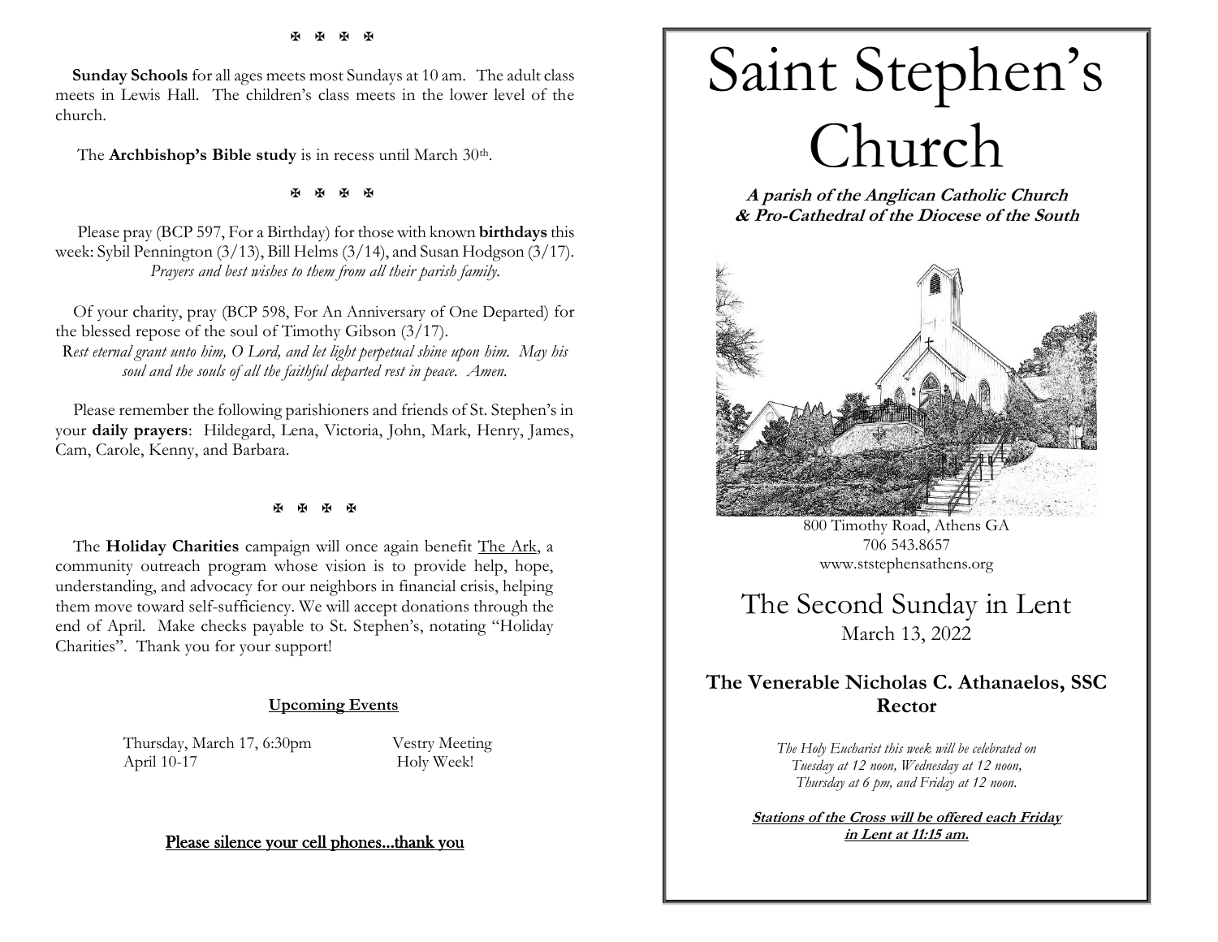✠ ✠ ✠ ✠

**Sunday Schools** for all ages meets most Sundays at 10 am. The adult class meets in Lewis Hall. The children's class meets in the lower level of the church.

The **Archbishop's Bible study** is in recess until March 30th.

✠ ✠ ✠ ✠

Please pray (BCP 597, For a Birthday) for those with known **birthdays** this week: Sybil Pennington (3/13), Bill Helms (3/14), and Susan Hodgson (3/17).

*Prayers and best wishes to them from all their parish family.*

Of your charity, pray (BCP 598, For An Anniversary of One Departed) for the blessed repose of the soul of Timothy Gibson (3/17).

R*est eternal grant unto him, O Lord, and let light perpetual shine upon him. May his soul and the souls of all the faithful departed rest in peace. Amen.*

Please remember the following parishioners and friends of St. Stephen's in your **daily prayers**: Hildegard, Lena, Victoria, John, Mark, Henry, James, Cam, Carole, Kenny, and Barbara.

✠ ✠ ✠ ✠

The **Holiday Charities** campaign will once again benefit The Ark, a community outreach program whose vision is to provide help, hope, understanding, and advocacy for our neighbors in financial crisis, helping them move toward self-sufficiency. We will accept donations through the end of April. Make checks payable to St. Stephen's, notating "Holiday Charities". Thank you for your support!

**Upcoming Events**

| | |
|---|---|
| Thursday, March 17, 6:30pm | Vestry Meeting |
| April 10-17 | Holy Week! |

Please silence your cell phones...thank you

# Saint Stephen's Church

***A parish of the Anglican Catholic Church & Pro-Cathedral of the Diocese of the South***

800 Timothy Road, Athens GA
706 543.8657
www.ststephensathens.org

## The Second Sunday in Lent

March 13, 2022

**The Venerable Nicholas C. Athanaelos, SSC**
**Rector**

*The Holy Eucharist this week will be celebrated on Tuesday at 12 noon, Wednesday at 12 noon, Thursday at 6 pm, and Friday at 12 noon.*

***Stations of the Cross will be offered each Friday in Lent at 11:15 am.***